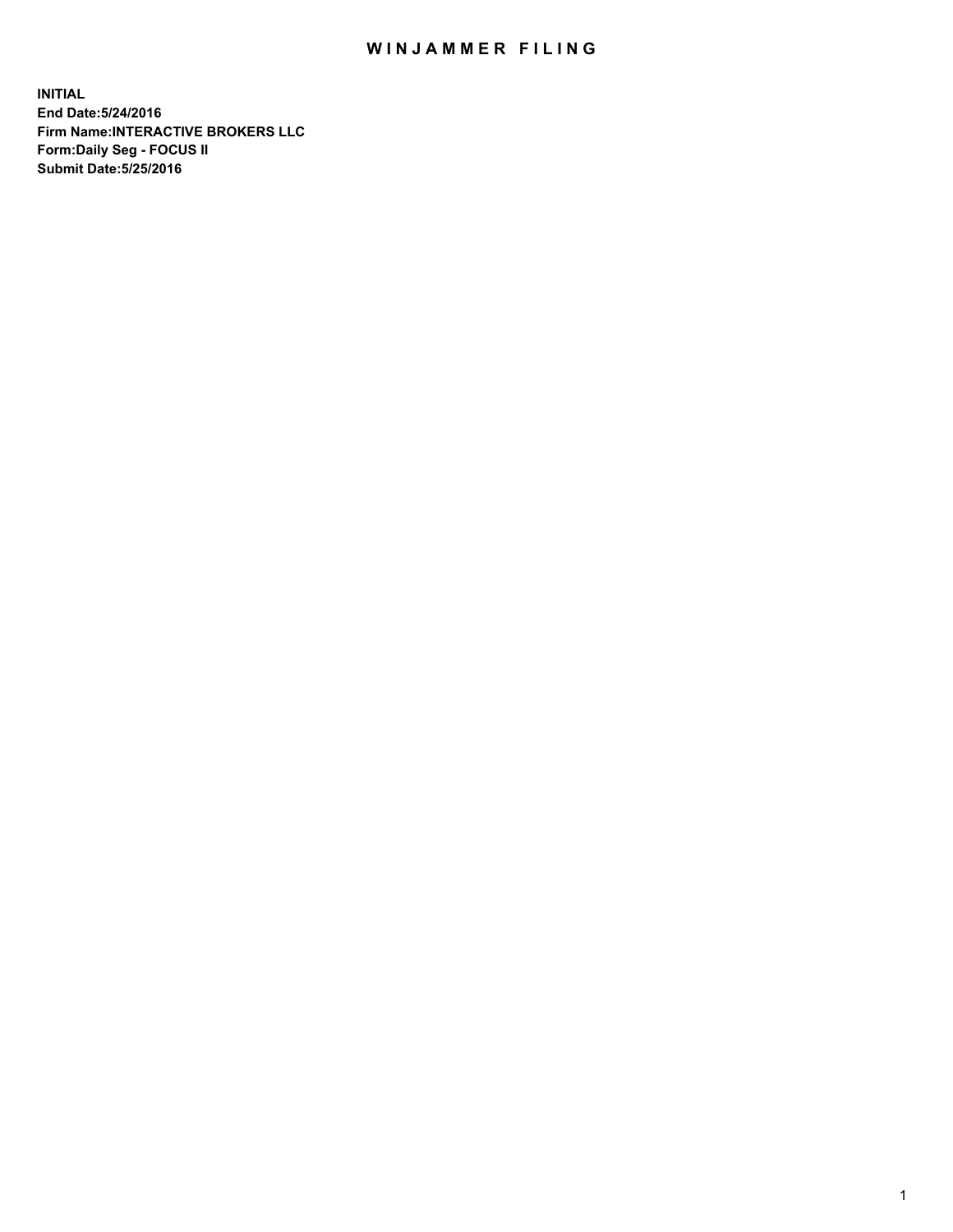# WINJAMMER FILING

**INITIAL**
**End Date:5/24/2016**
**Firm Name:INTERACTIVE BROKERS LLC**
**Form:Daily Seg - FOCUS II**
**Submit Date:5/25/2016**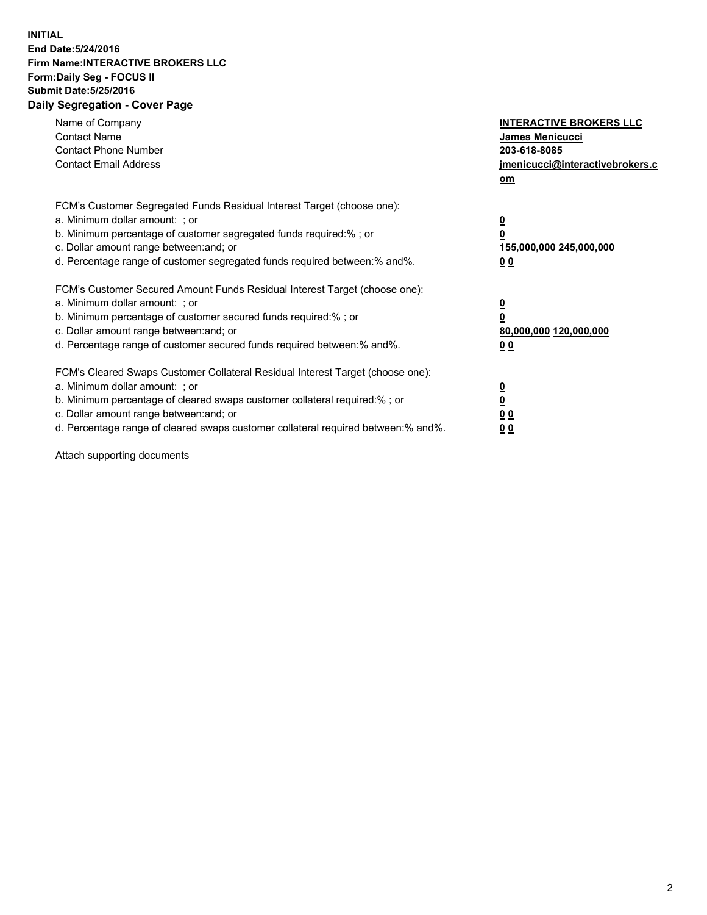**INITIAL**
**End Date:5/24/2016**
**Firm Name:INTERACTIVE BROKERS LLC**
**Form:Daily Seg - FOCUS II**
**Submit Date:5/25/2016**
**Daily Segregation - Cover Page**

| | |
|---|---|
| Name of Company | **INTERACTIVE BROKERS LLC** |
| Contact Name | **James Menicucci** |
| Contact Phone Number | **203-618-8085** |
| Contact Email Address | **jmenicucci@interactivebrokers.com** |

FCM's Customer Segregated Funds Residual Interest Target (choose one):

| | |
|---|---|
| a. Minimum dollar amount: ; or | **0** |
| b. Minimum percentage of customer segregated funds required:% ; or | **0** |
| c. Dollar amount range between:and; or | **155,000,000 245,000,000** |
| d. Percentage range of customer segregated funds required between:% and%. | **0 0** |

FCM's Customer Secured Amount Funds Residual Interest Target (choose one):

| | |
|---|---|
| a. Minimum dollar amount: ; or | **0** |
| b. Minimum percentage of customer secured funds required:% ; or | **0** |
| c. Dollar amount range between:and; or | **80,000,000 120,000,000** |
| d. Percentage range of customer secured funds required between:% and%. | **0 0** |

FCM's Cleared Swaps Customer Collateral Residual Interest Target (choose one):

| | |
|---|---|
| a. Minimum dollar amount: ; or | **0** |
| b. Minimum percentage of cleared swaps customer collateral required:% ; or | **0** |
| c. Dollar amount range between:and; or | **0 0** |
| d. Percentage range of cleared swaps customer collateral required between:% and%. | **0 0** |

Attach supporting documents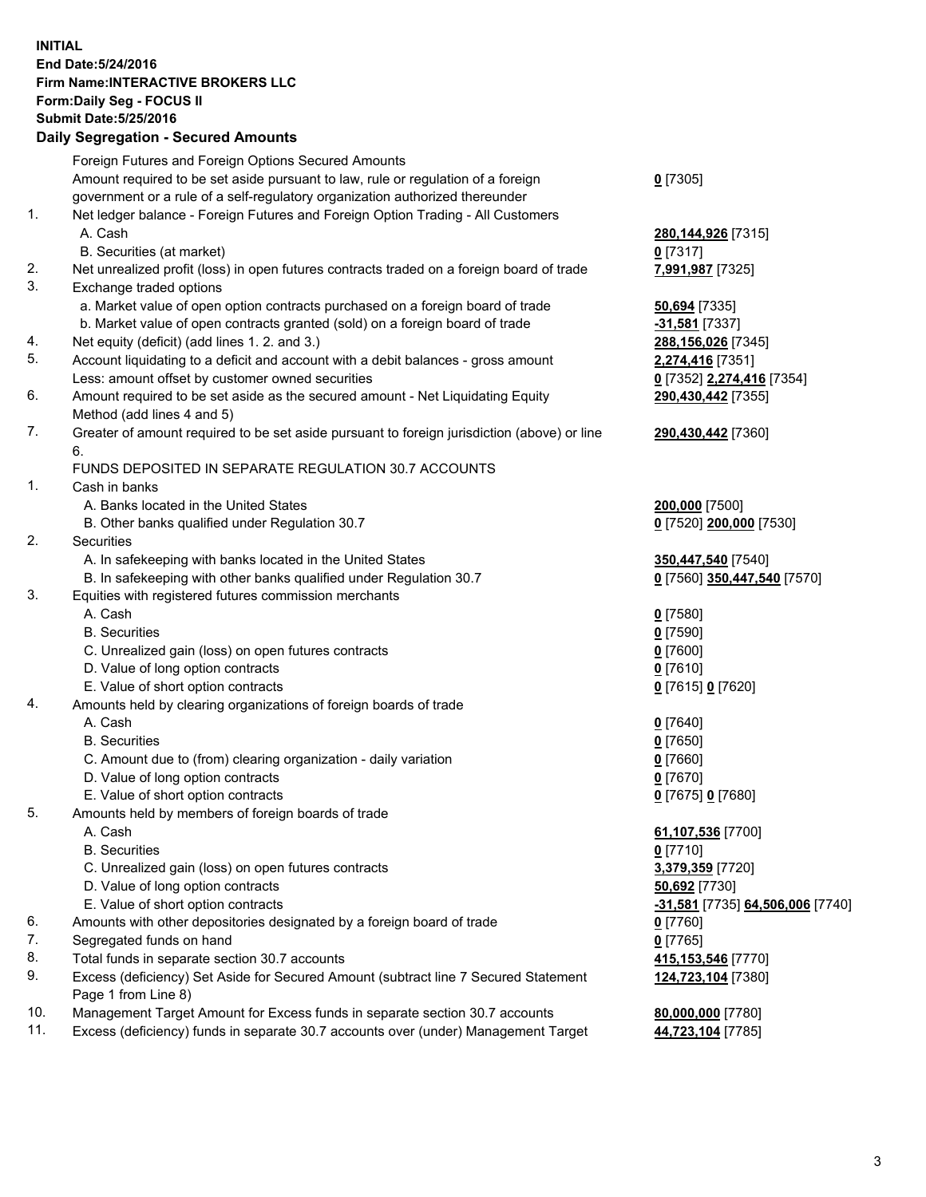**INITIAL**
**End Date:5/24/2016**
**Firm Name:INTERACTIVE BROKERS LLC**
**Form:Daily Seg - FOCUS II**
**Submit Date:5/25/2016**

## Daily Segregation - Secured Amounts

| | | |
|---|---|---|
| | Foreign Futures and Foreign Options Secured Amounts | |
| | Amount required to be set aside pursuant to law, rule or regulation of a foreign government or a rule of a self-regulatory organization authorized thereunder | **0** [7305] |
| 1. | Net ledger balance - Foreign Futures and Foreign Option Trading - All Customers | |
| | A. Cash | **280,144,926** [7315] |
| | B. Securities (at market) | **0** [7317] |
| 2. | Net unrealized profit (loss) in open futures contracts traded on a foreign board of trade | **7,991,987** [7325] |
| 3. | Exchange traded options | |
| | a. Market value of open option contracts purchased on a foreign board of trade | **50,694** [7335] |
| | b. Market value of open contracts granted (sold) on a foreign board of trade | **-31,581** [7337] |
| 4. | Net equity (deficit) (add lines 1. 2. and 3.) | **288,156,026** [7345] |
| 5. | Account liquidating to a deficit and account with a debit balances - gross amount | **2,274,416** [7351] |
| | Less: amount offset by customer owned securities | **0** [7352] **2,274,416** [7354] |
| 6. | Amount required to be set aside as the secured amount - Net Liquidating Equity Method (add lines 4 and 5) | **290,430,442** [7355] |
| 7. | Greater of amount required to be set aside pursuant to foreign jurisdiction (above) or line 6. | **290,430,442** [7360] |
| | FUNDS DEPOSITED IN SEPARATE REGULATION 30.7 ACCOUNTS | |
| 1. | Cash in banks | |
| | A. Banks located in the United States | **200,000** [7500] |
| | B. Other banks qualified under Regulation 30.7 | **0** [7520] **200,000** [7530] |
| 2. | Securities | |
| | A. In safekeeping with banks located in the United States | **350,447,540** [7540] |
| | B. In safekeeping with other banks qualified under Regulation 30.7 | **0** [7560] **350,447,540** [7570] |
| 3. | Equities with registered futures commission merchants | |
| | A. Cash | **0** [7580] |
| | B. Securities | **0** [7590] |
| | C. Unrealized gain (loss) on open futures contracts | **0** [7600] |
| | D. Value of long option contracts | **0** [7610] |
| | E. Value of short option contracts | **0** [7615] **0** [7620] |
| 4. | Amounts held by clearing organizations of foreign boards of trade | |
| | A. Cash | **0** [7640] |
| | B. Securities | **0** [7650] |
| | C. Amount due to (from) clearing organization - daily variation | **0** [7660] |
| | D. Value of long option contracts | **0** [7670] |
| | E. Value of short option contracts | **0** [7675] **0** [7680] |
| 5. | Amounts held by members of foreign boards of trade | |
| | A. Cash | **61,107,536** [7700] |
| | B. Securities | **0** [7710] |
| | C. Unrealized gain (loss) on open futures contracts | **3,379,359** [7720] |
| | D. Value of long option contracts | **50,692** [7730] |
| | E. Value of short option contracts | **-31,581** [7735] **64,506,006** [7740] |
| 6. | Amounts with other depositories designated by a foreign board of trade | **0** [7760] |
| 7. | Segregated funds on hand | **0** [7765] |
| 8. | Total funds in separate section 30.7 accounts | **415,153,546** [7770] |
| 9. | Excess (deficiency) Set Aside for Secured Amount (subtract line 7 Secured Statement Page 1 from Line 8) | **124,723,104** [7380] |
| 10. | Management Target Amount for Excess funds in separate section 30.7 accounts | **80,000,000** [7780] |
| 11. | Excess (deficiency) funds in separate 30.7 accounts over (under) Management Target | **44,723,104** [7785] |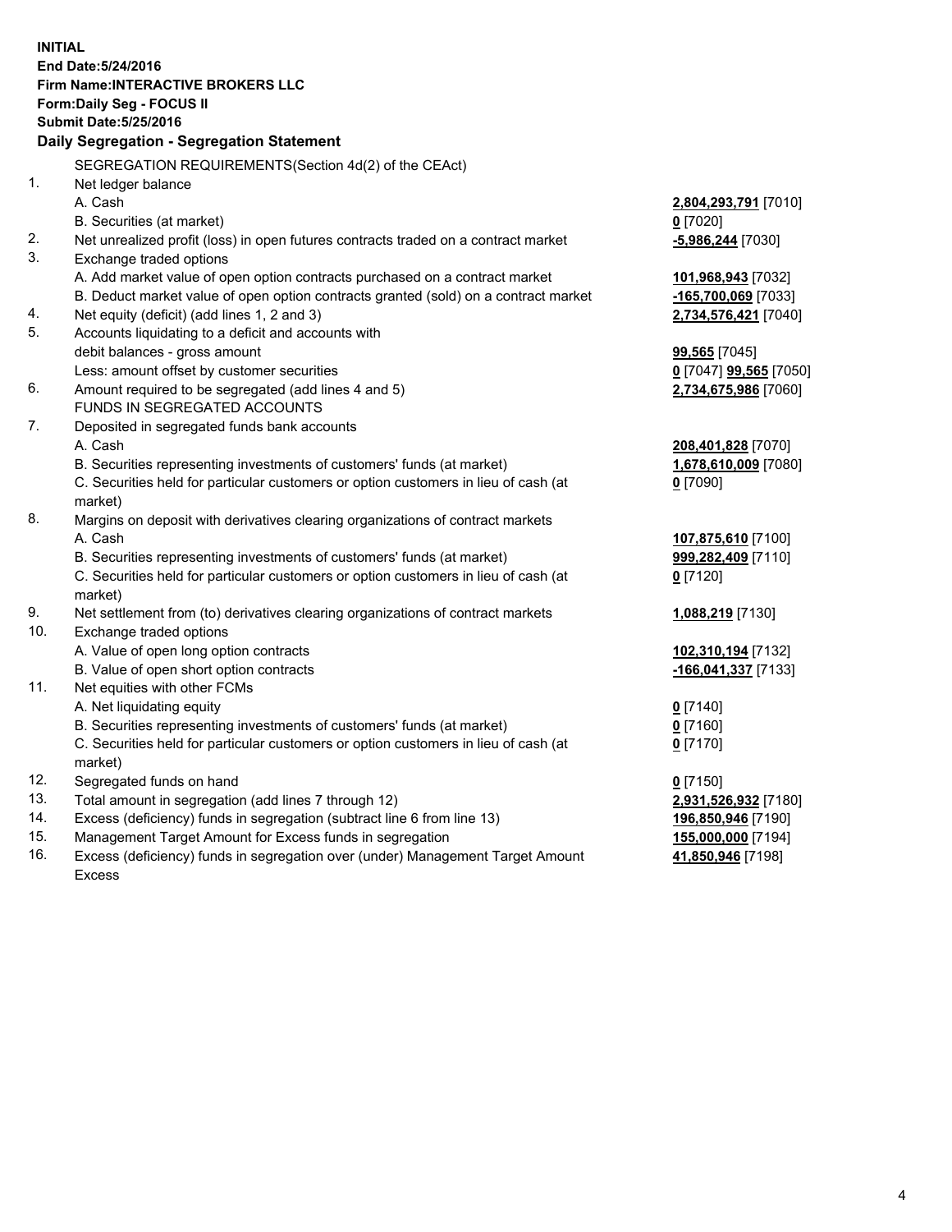**INITIAL**
**End Date:5/24/2016**
**Firm Name:INTERACTIVE BROKERS LLC**
**Form:Daily Seg - FOCUS II**
**Submit Date:5/25/2016**

**Daily Segregation - Segregation Statement**

SEGREGATION REQUIREMENTS(Section 4d(2) of the CEAct)

| | | |
|---|---|---|
| 1. | Net ledger balance | |
| | A. Cash | **2,804,293,791** [7010] |
| | B. Securities (at market) | **0** [7020] |
| 2. | Net unrealized profit (loss) in open futures contracts traded on a contract market | **-5,986,244** [7030] |
| 3. | Exchange traded options | |
| | A. Add market value of open option contracts purchased on a contract market | **101,968,943** [7032] |
| | B. Deduct market value of open option contracts granted (sold) on a contract market | **-165,700,069** [7033] |
| 4. | Net equity (deficit) (add lines 1, 2 and 3) | **2,734,576,421** [7040] |
| 5. | Accounts liquidating to a deficit and accounts with debit balances - gross amount | **99,565** [7045] |
| | Less: amount offset by customer securities | **0** [7047] **99,565** [7050] |
| 6. | Amount required to be segregated (add lines 4 and 5) | **2,734,675,986** [7060] |
| | FUNDS IN SEGREGATED ACCOUNTS | |
| 7. | Deposited in segregated funds bank accounts | |
| | A. Cash | **208,401,828** [7070] |
| | B. Securities representing investments of customers' funds (at market) | **1,678,610,009** [7080] |
| | C. Securities held for particular customers or option customers in lieu of cash (at market) | **0** [7090] |
| 8. | Margins on deposit with derivatives clearing organizations of contract markets | |
| | A. Cash | **107,875,610** [7100] |
| | B. Securities representing investments of customers' funds (at market) | **999,282,409** [7110] |
| | C. Securities held for particular customers or option customers in lieu of cash (at market) | **0** [7120] |
| 9. | Net settlement from (to) derivatives clearing organizations of contract markets | **1,088,219** [7130] |
| 10. | Exchange traded options | |
| | A. Value of open long option contracts | **102,310,194** [7132] |
| | B. Value of open short option contracts | **-166,041,337** [7133] |
| 11. | Net equities with other FCMs | |
| | A. Net liquidating equity | **0** [7140] |
| | B. Securities representing investments of customers' funds (at market) | **0** [7160] |
| | C. Securities held for particular customers or option customers in lieu of cash (at market) | **0** [7170] |
| 12. | Segregated funds on hand | **0** [7150] |
| 13. | Total amount in segregation (add lines 7 through 12) | **2,931,526,932** [7180] |
| 14. | Excess (deficiency) funds in segregation (subtract line 6 from line 13) | **196,850,946** [7190] |
| 15. | Management Target Amount for Excess funds in segregation | **155,000,000** [7194] |
| 16. | Excess (deficiency) funds in segregation over (under) Management Target Amount Excess | **41,850,946** [7198] |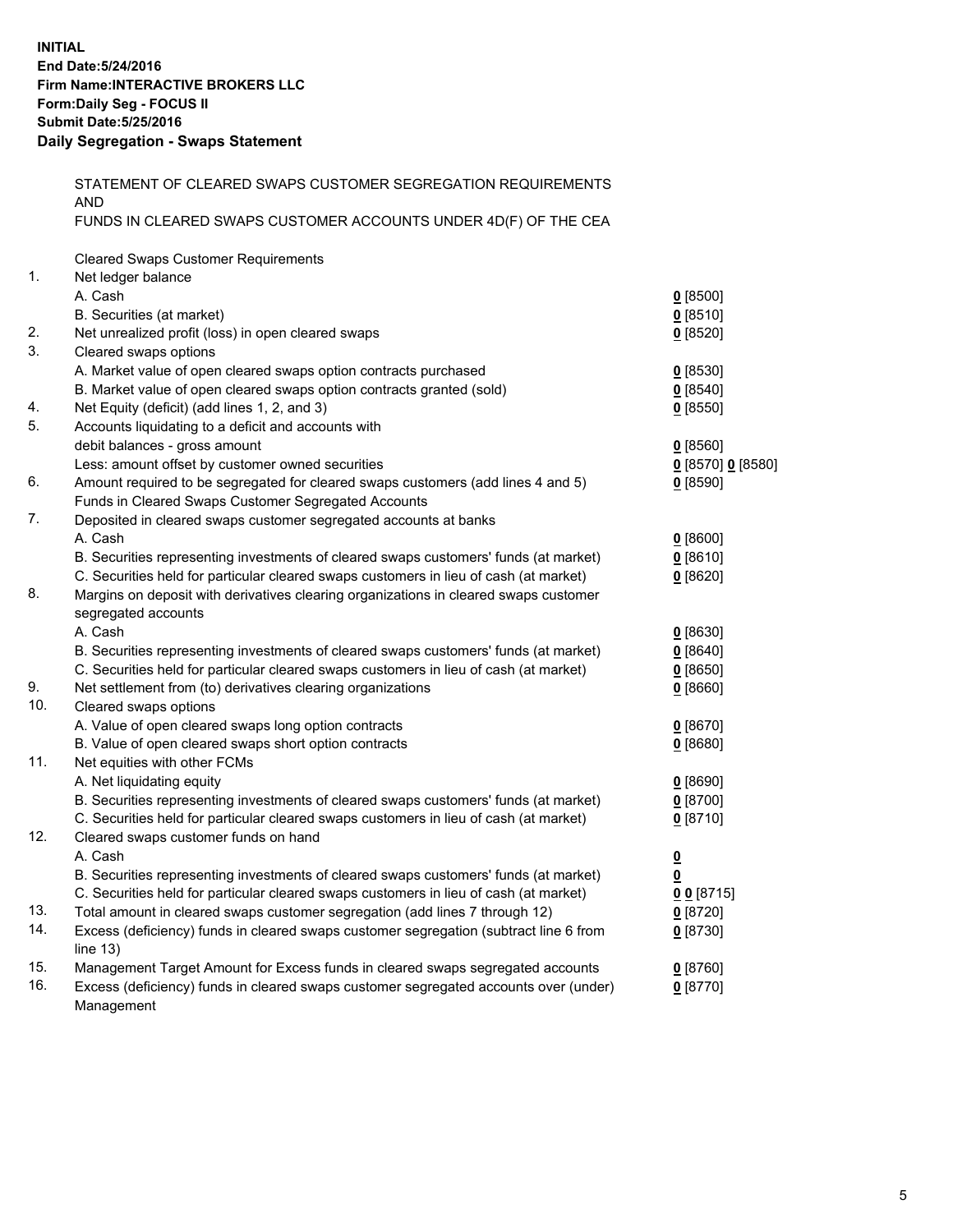**INITIAL**
**End Date:5/24/2016**
**Firm Name:INTERACTIVE BROKERS LLC**
**Form:Daily Seg - FOCUS II**
**Submit Date:5/25/2016**
**Daily Segregation - Swaps Statement**

STATEMENT OF CLEARED SWAPS CUSTOMER SEGREGATION REQUIREMENTS AND FUNDS IN CLEARED SWAPS CUSTOMER ACCOUNTS UNDER 4D(F) OF THE CEA

| | | |
|---|---|---|
| | Cleared Swaps Customer Requirements | |
| 1. | Net ledger balance | |
| | A. Cash | 0 [8500] |
| | B. Securities (at market) | 0 [8510] |
| 2. | Net unrealized profit (loss) in open cleared swaps | 0 [8520] |
| 3. | Cleared swaps options | |
| | A. Market value of open cleared swaps option contracts purchased | 0 [8530] |
| | B. Market value of open cleared swaps option contracts granted (sold) | 0 [8540] |
| 4. | Net Equity (deficit) (add lines 1, 2, and 3) | 0 [8550] |
| 5. | Accounts liquidating to a deficit and accounts with debit balances - gross amount | 0 [8560] |
| | Less: amount offset by customer owned securities | 0 [8570] 0 [8580] |
| 6. | Amount required to be segregated for cleared swaps customers (add lines 4 and 5) | 0 [8590] |
| | Funds in Cleared Swaps Customer Segregated Accounts | |
| 7. | Deposited in cleared swaps customer segregated accounts at banks | |
| | A. Cash | 0 [8600] |
| | B. Securities representing investments of cleared swaps customers' funds (at market) | 0 [8610] |
| | C. Securities held for particular cleared swaps customers in lieu of cash (at market) | 0 [8620] |
| 8. | Margins on deposit with derivatives clearing organizations in cleared swaps customer segregated accounts | |
| | A. Cash | 0 [8630] |
| | B. Securities representing investments of cleared swaps customers' funds (at market) | 0 [8640] |
| | C. Securities held for particular cleared swaps customers in lieu of cash (at market) | 0 [8650] |
| 9. | Net settlement from (to) derivatives clearing organizations | 0 [8660] |
| 10. | Cleared swaps options | |
| | A. Value of open cleared swaps long option contracts | 0 [8670] |
| | B. Value of open cleared swaps short option contracts | 0 [8680] |
| 11. | Net equities with other FCMs | |
| | A. Net liquidating equity | 0 [8690] |
| | B. Securities representing investments of cleared swaps customers' funds (at market) | 0 [8700] |
| | C. Securities held for particular cleared swaps customers in lieu of cash (at market) | 0 [8710] |
| 12. | Cleared swaps customer funds on hand | |
| | A. Cash | 0 |
| | B. Securities representing investments of cleared swaps customers' funds (at market) | 0 |
| | C. Securities held for particular cleared swaps customers in lieu of cash (at market) | 0 0 [8715] |
| 13. | Total amount in cleared swaps customer segregation (add lines 7 through 12) | 0 [8720] |
| 14. | Excess (deficiency) funds in cleared swaps customer segregation (subtract line 6 from line 13) | 0 [8730] |
| 15. | Management Target Amount for Excess funds in cleared swaps segregated accounts | 0 [8760] |
| 16. | Excess (deficiency) funds in cleared swaps customer segregated accounts over (under) Management | 0 [8770] |